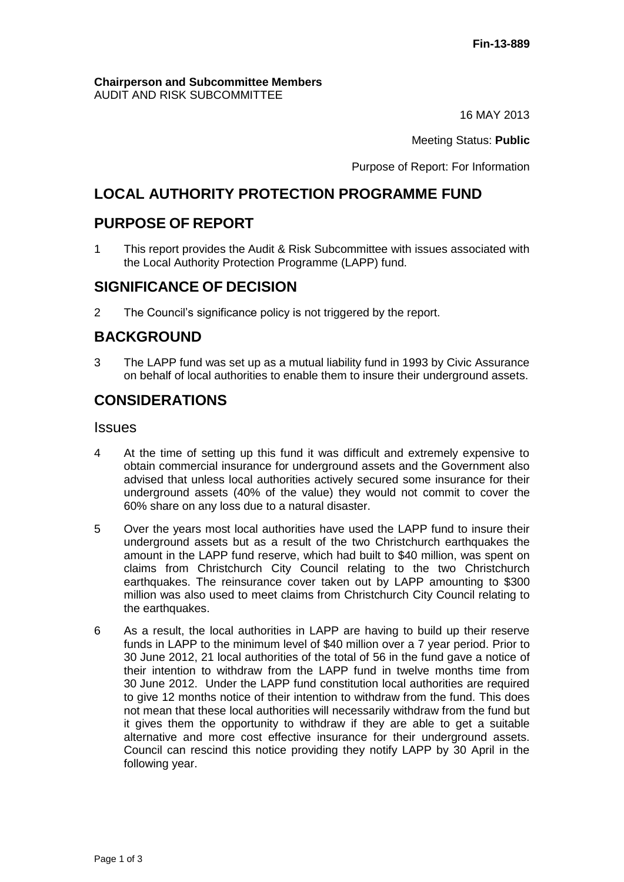Fin-13-889

**Chairperson and Subcommittee Members**
AUDIT AND RISK SUBCOMMITTEE

16 MAY 2013

Meeting Status: **Public**

Purpose of Report: For Information

# LOCAL AUTHORITY PROTECTION PROGRAMME FUND

## PURPOSE OF REPORT

1 This report provides the Audit & Risk Subcommittee with issues associated with the Local Authority Protection Programme (LAPP) fund.

## SIGNIFICANCE OF DECISION

2 The Council's significance policy is not triggered by the report.

## BACKGROUND

3 The LAPP fund was set up as a mutual liability fund in 1993 by Civic Assurance on behalf of local authorities to enable them to insure their underground assets.

## CONSIDERATIONS

### Issues

4 At the time of setting up this fund it was difficult and extremely expensive to obtain commercial insurance for underground assets and the Government also advised that unless local authorities actively secured some insurance for their underground assets (40% of the value) they would not commit to cover the 60% share on any loss due to a natural disaster.

5 Over the years most local authorities have used the LAPP fund to insure their underground assets but as a result of the two Christchurch earthquakes the amount in the LAPP fund reserve, which had built to \$40 million, was spent on claims from Christchurch City Council relating to the two Christchurch earthquakes. The reinsurance cover taken out by LAPP amounting to \$300 million was also used to meet claims from Christchurch City Council relating to the earthquakes.

6 As a result, the local authorities in LAPP are having to build up their reserve funds in LAPP to the minimum level of \$40 million over a 7 year period. Prior to 30 June 2012, 21 local authorities of the total of 56 in the fund gave a notice of their intention to withdraw from the LAPP fund in twelve months time from 30 June 2012. Under the LAPP fund constitution local authorities are required to give 12 months notice of their intention to withdraw from the fund. This does not mean that these local authorities will necessarily withdraw from the fund but it gives them the opportunity to withdraw if they are able to get a suitable alternative and more cost effective insurance for their underground assets. Council can rescind this notice providing they notify LAPP by 30 April in the following year.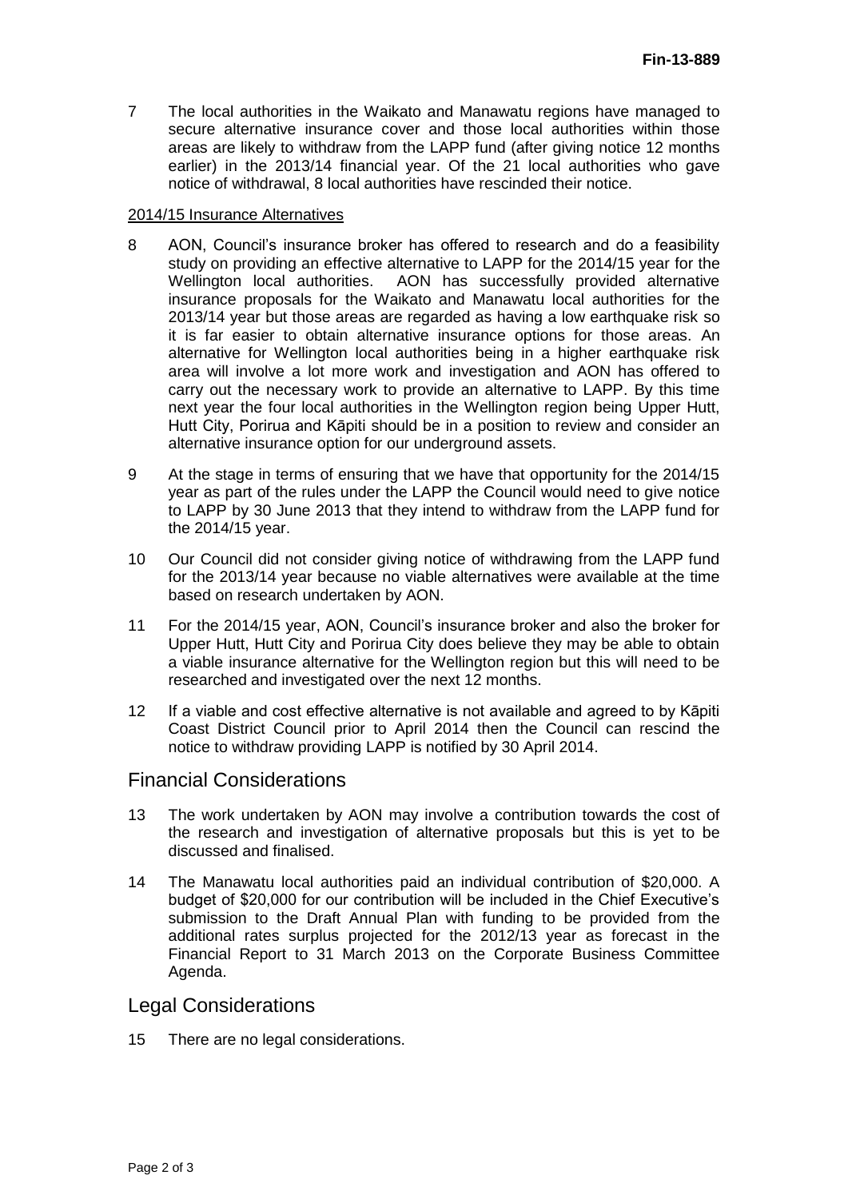7 The local authorities in the Waikato and Manawatu regions have managed to secure alternative insurance cover and those local authorities within those areas are likely to withdraw from the LAPP fund (after giving notice 12 months earlier) in the 2013/14 financial year. Of the 21 local authorities who gave notice of withdrawal, 8 local authorities have rescinded their notice.

2014/15 Insurance Alternatives

8 AON, Council's insurance broker has offered to research and do a feasibility study on providing an effective alternative to LAPP for the 2014/15 year for the Wellington local authorities. AON has successfully provided alternative insurance proposals for the Waikato and Manawatu local authorities for the 2013/14 year but those areas are regarded as having a low earthquake risk so it is far easier to obtain alternative insurance options for those areas. An alternative for Wellington local authorities being in a higher earthquake risk area will involve a lot more work and investigation and AON has offered to carry out the necessary work to provide an alternative to LAPP. By this time next year the four local authorities in the Wellington region being Upper Hutt, Hutt City, Porirua and Kāpiti should be in a position to review and consider an alternative insurance option for our underground assets.

9 At the stage in terms of ensuring that we have that opportunity for the 2014/15 year as part of the rules under the LAPP the Council would need to give notice to LAPP by 30 June 2013 that they intend to withdraw from the LAPP fund for the 2014/15 year.

10 Our Council did not consider giving notice of withdrawing from the LAPP fund for the 2013/14 year because no viable alternatives were available at the time based on research undertaken by AON.

11 For the 2014/15 year, AON, Council's insurance broker and also the broker for Upper Hutt, Hutt City and Porirua City does believe they may be able to obtain a viable insurance alternative for the Wellington region but this will need to be researched and investigated over the next 12 months.

12 If a viable and cost effective alternative is not available and agreed to by Kāpiti Coast District Council prior to April 2014 then the Council can rescind the notice to withdraw providing LAPP is notified by 30 April 2014.

## Financial Considerations

13 The work undertaken by AON may involve a contribution towards the cost of the research and investigation of alternative proposals but this is yet to be discussed and finalised.

14 The Manawatu local authorities paid an individual contribution of $20,000. A budget of $20,000 for our contribution will be included in the Chief Executive's submission to the Draft Annual Plan with funding to be provided from the additional rates surplus projected for the 2012/13 year as forecast in the Financial Report to 31 March 2013 on the Corporate Business Committee Agenda.

## Legal Considerations

15 There are no legal considerations.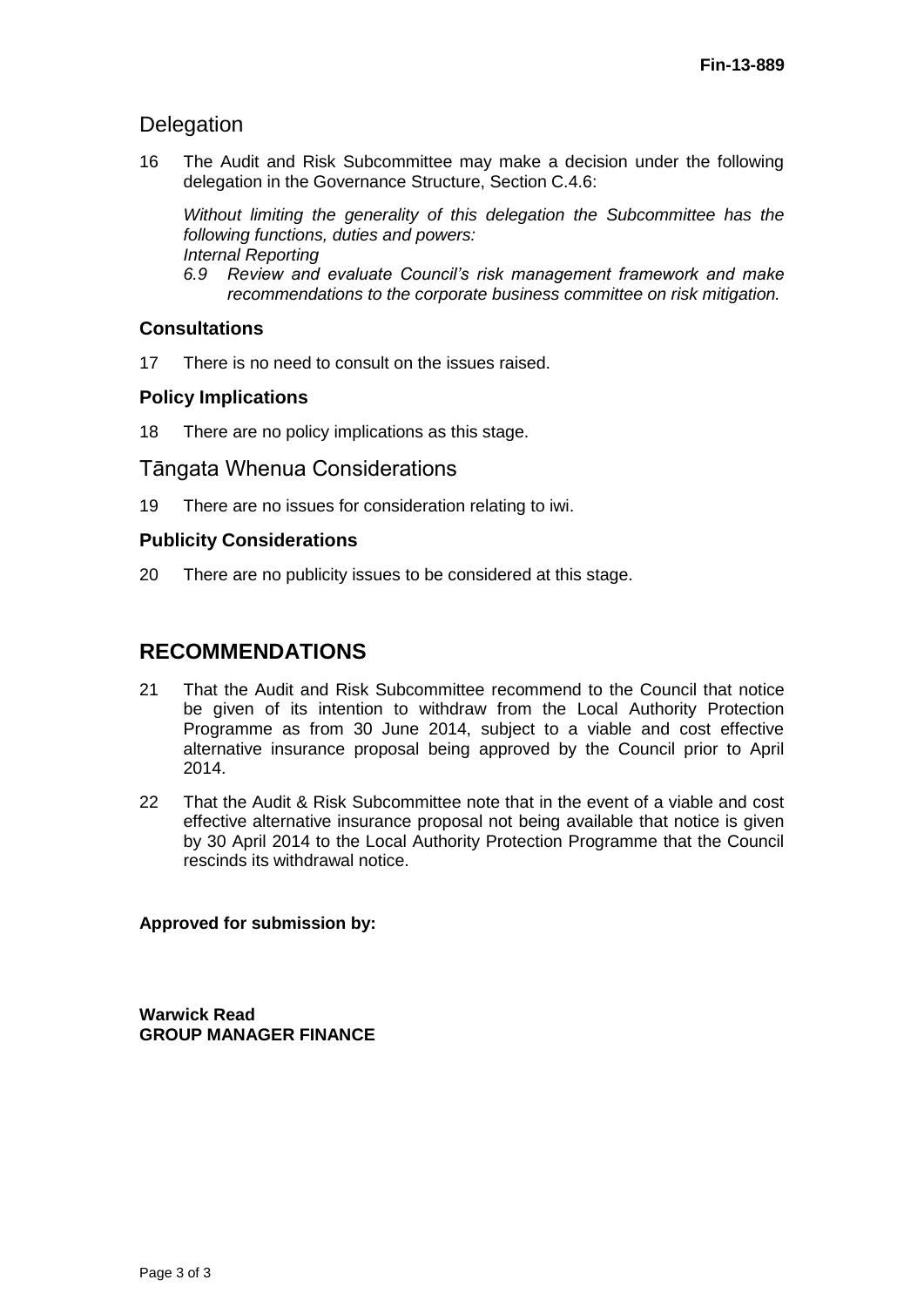## Delegation

16 The Audit and Risk Subcommittee may make a decision under the following delegation in the Governance Structure, Section C.4.6:

*Without limiting the generality of this delegation the Subcommittee has the following functions, duties and powers:*
*Internal Reporting*
*6.9 Review and evaluate Council's risk management framework and make recommendations to the corporate business committee on risk mitigation.*

### Consultations

17 There is no need to consult on the issues raised.

### Policy Implications

18 There are no policy implications as this stage.

## Tāngata Whenua Considerations

19 There are no issues for consideration relating to iwi.

### Publicity Considerations

20 There are no publicity issues to be considered at this stage.

## RECOMMENDATIONS

21 That the Audit and Risk Subcommittee recommend to the Council that notice be given of its intention to withdraw from the Local Authority Protection Programme as from 30 June 2014, subject to a viable and cost effective alternative insurance proposal being approved by the Council prior to April 2014.

22 That the Audit & Risk Subcommittee note that in the event of a viable and cost effective alternative insurance proposal not being available that notice is given by 30 April 2014 to the Local Authority Protection Programme that the Council rescinds its withdrawal notice.

**Approved for submission by:**

**Warwick Read**
**GROUP MANAGER FINANCE**